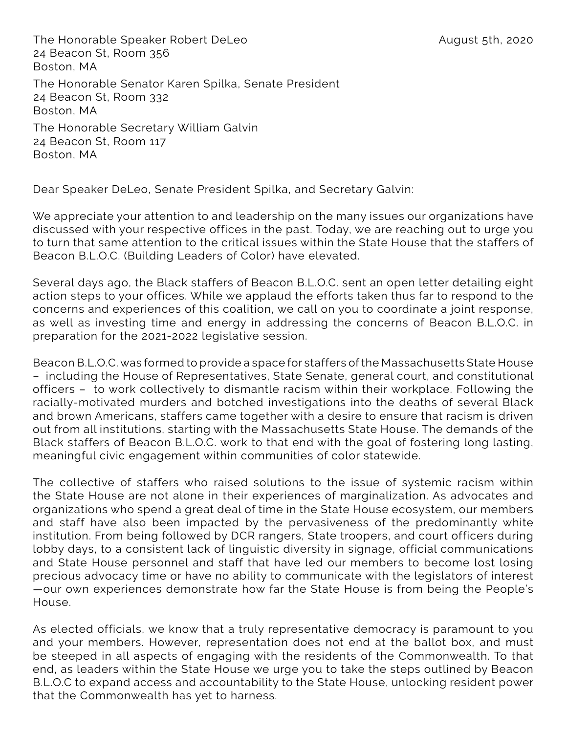The Honorable Speaker Robert DeLeo
24 Beacon St, Room 356
Boston, MA

August 5th, 2020

The Honorable Senator Karen Spilka, Senate President
24 Beacon St, Room 332
Boston, MA

The Honorable Secretary William Galvin
24 Beacon St, Room 117
Boston, MA

Dear Speaker DeLeo, Senate President Spilka, and Secretary Galvin:

We appreciate your attention to and leadership on the many issues our organizations have discussed with your respective offices in the past. Today, we are reaching out to urge you to turn that same attention to the critical issues within the State House that the staffers of Beacon B.L.O.C. (Building Leaders of Color) have elevated.

Several days ago, the Black staffers of Beacon B.L.O.C. sent an open letter detailing eight action steps to your offices. While we applaud the efforts taken thus far to respond to the concerns and experiences of this coalition, we call on you to coordinate a joint response, as well as investing time and energy in addressing the concerns of Beacon B.L.O.C. in preparation for the 2021-2022 legislative session.

Beacon B.L.O.C. was formed to provide a space for staffers of the Massachusetts State House – including the House of Representatives, State Senate, general court, and constitutional officers – to work collectively to dismantle racism within their workplace. Following the racially-motivated murders and botched investigations into the deaths of several Black and brown Americans, staffers came together with a desire to ensure that racism is driven out from all institutions, starting with the Massachusetts State House. The demands of the Black staffers of Beacon B.L.O.C. work to that end with the goal of fostering long lasting, meaningful civic engagement within communities of color statewide.

The collective of staffers who raised solutions to the issue of systemic racism within the State House are not alone in their experiences of marginalization. As advocates and organizations who spend a great deal of time in the State House ecosystem, our members and staff have also been impacted by the pervasiveness of the predominantly white institution. From being followed by DCR rangers, State troopers, and court officers during lobby days, to a consistent lack of linguistic diversity in signage, official communications and State House personnel and staff that have led our members to become lost losing precious advocacy time or have no ability to communicate with the legislators of interest —our own experiences demonstrate how far the State House is from being the People's House.

As elected officials, we know that a truly representative democracy is paramount to you and your members. However, representation does not end at the ballot box, and must be steeped in all aspects of engaging with the residents of the Commonwealth. To that end, as leaders within the State House we urge you to take the steps outlined by Beacon B.L.O.C to expand access and accountability to the State House, unlocking resident power that the Commonwealth has yet to harness.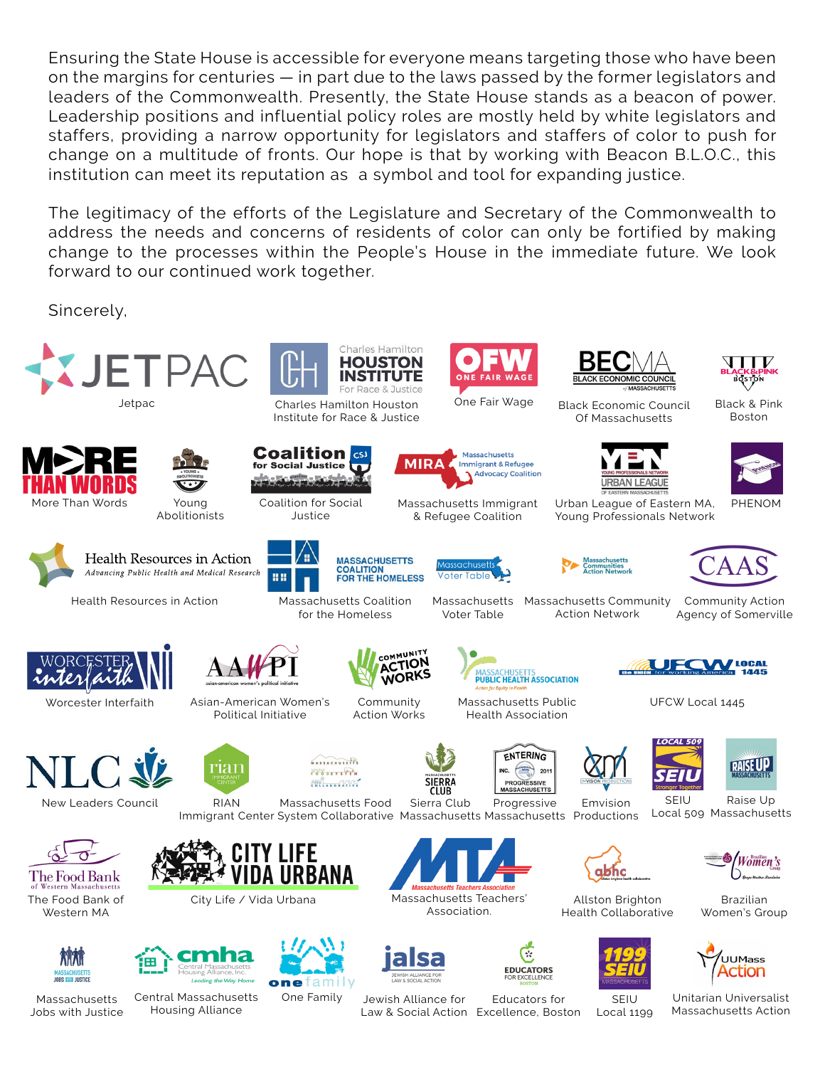Ensuring the State House is accessible for everyone means targeting those who have been on the margins for centuries — in part due to the laws passed by the former legislators and leaders of the Commonwealth. Presently, the State House stands as a beacon of power. Leadership positions and influential policy roles are mostly held by white legislators and staffers, providing a narrow opportunity for legislators and staffers of color to push for change on a multitude of fronts. Our hope is that by working with Beacon B.L.O.C., this institution can meet its reputation as a symbol and tool for expanding justice.

The legitimacy of the efforts of the Legislature and Secretary of the Commonwealth to address the needs and concerns of residents of color can only be fortified by making change to the processes within the People's House in the immediate future. We look forward to our continued work together.

Sincerely,

Jetpac

Charles Hamilton Houston Institute for Race & Justice

One Fair Wage

Black Economic Council Of Massachusetts

Black & Pink Boston

More Than Words

Young Abolitionists

Coalition for Social Justice

Massachusetts Immigrant & Refugee Coalition

Urban League of Eastern MA, Young Professionals Network

PHENOM

Health Resources in Action

Massachusetts Coalition for the Homeless

Massachusetts Voter Table

Massachusetts Community Action Network

Community Action Agency of Somerville

Worcester Interfaith

Asian-American Women's Political Initiative

Community Action Works

Massachusetts Public Health Association

UFCW Local 1445

New Leaders Council

RIAN Immigrant Center

Massachusetts Food System Collaborative

Sierra Club Massachusetts

Progressive Massachusetts

Emvision Productions

SEIU Local 509

Raise Up Massachusetts

The Food Bank of Western MA

City Life / Vida Urbana

Massachusetts Teachers' Association.

Allston Brighton Health Collaborative

Brazilian Women's Group

Massachusetts Jobs with Justice

Central Massachusetts Housing Alliance

One Family

Jewish Alliance for Law & Social Action

Educators for Excellence, Boston

SEIU Local 1199

Unitarian Universalist Massachusetts Action